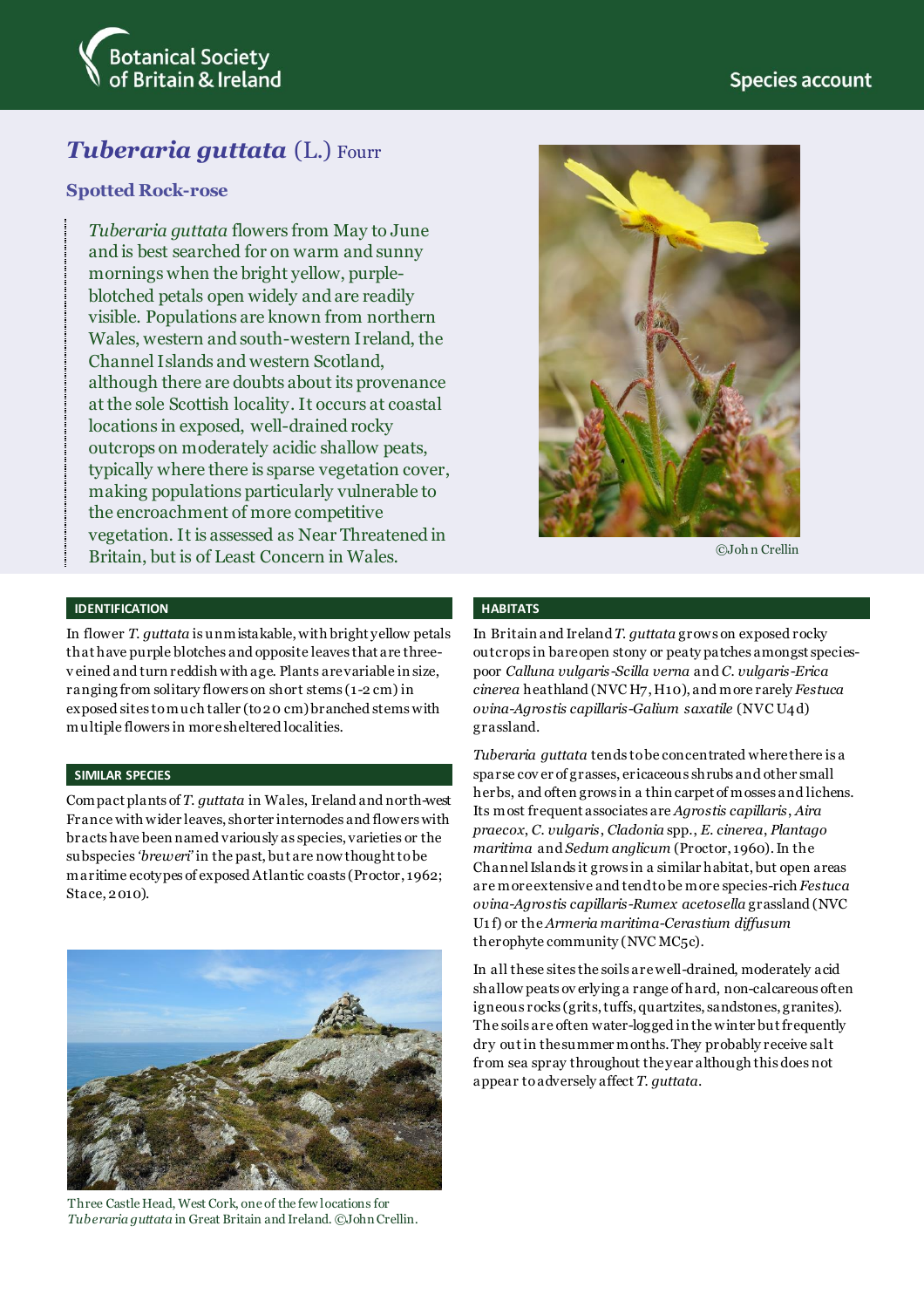Botanical Society of Britain & Ireland

Species account

# *Tuberaria guttata* (L.) Fourr

## Spotted Rock-rose

*Tuberaria guttata* flowers from May to June and is best searched for on warm and sunny mornings when the bright yellow, purple-blotched petals open widely and are readily visible. Populations are known from northern Wales, western and south-western Ireland, the Channel Islands and western Scotland, although there are doubts about its provenance at the sole Scottish locality. It occurs at coastal locations in exposed, well-drained rocky outcrops on moderately acidic shallow peats, typically where there is sparse vegetation cover, making populations particularly vulnerable to the encroachment of more competitive vegetation. It is assessed as Near Threatened in Britain, but is of Least Concern in Wales.

©John Crellin

### IDENTIFICATION

In flower *T. guttata* is unmistakable, with bright yellow petals that have purple blotches and opposite leaves that are three-veined and turn reddish with age. Plants are variable in size, ranging from solitary flowers on short stems (1-2 cm) in exposed sites to much taller (to 20 cm) branched stems with multiple flowers in more sheltered localities.

### SIMILAR SPECIES

Compact plants of *T. guttata* in Wales, Ireland and north-west France with wider leaves, shorter internodes and flowers with bracts have been named variously as species, varieties or the subspecies '*breweri*' in the past, but are now thought to be maritime ecotypes of exposed Atlantic coasts (Proctor, 1962; Stace, 2010).

Three Castle Head, West Cork, one of the few locations for *Tuberaria guttata* in Great Britain and Ireland. ©John Crellin.

### HABITATS

In Britain and Ireland *T. guttata* grows on exposed rocky outcrops in bare open stony or peaty patches amongst species-poor *Calluna vulgaris*-*Scilla verna* and *C. vulgaris*-*Erica cinerea* heathland (NVC H7, H10), and more rarely *Festuca ovina*-*Agrostis capillaris*-*Galium saxatile* (NVC U4d) grassland.

*Tuberaria guttata* tends to be concentrated where there is a sparse cover of grasses, ericaceous shrubs and other small herbs, and often grows in a thin carpet of mosses and lichens. Its most frequent associates are *Agrostis capillaris*, *Aira praecox*, *C. vulgaris*, *Cladonia* spp., *E. cinerea*, *Plantago maritima* and *Sedum anglicum* (Proctor, 1960). In the Channel Islands it grows in a similar habitat, but open areas are more extensive and tend to be more species-rich *Festuca ovina*-*Agrostis capillaris*-*Rumex acetosella* grassland (NVC U1f) or the *Armeria maritima*-*Cerastium diffusum* therophyte community (NVC MC5c).

In all these sites the soils are well-drained, moderately acid shallow peats overlying a range of hard, non-calcareous often igneous rocks (grits, tuffs, quartzites, sandstones, granites). The soils are often water-logged in the winter but frequently dry out in the summer months. They probably receive salt from sea spray throughout the year although this does not appear to adversely affect *T. guttata*.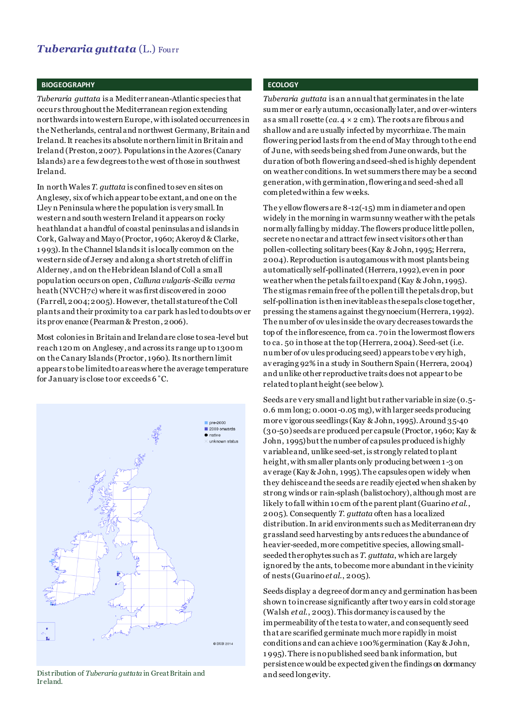# *Tuberaria guttata* (L.) Fourr

## BIOGEOGRAPHY

*Tuberaria guttata* is a Mediterranean-Atlantic species that occurs throughout the Mediterranean region extending northwards into western Europe, with isolated occurrences in the Netherlands, central and northwest Germany, Britain and Ireland. It reaches its absolute northern limit in Britain and Ireland (Preston, 2007). Populations in the Azores (Canary Islands) are a few degrees to the west of those in southwest Ireland.

In north Wales *T. guttata* is confined to seven sites on Anglesey, six of which appear to be extant, and one on the Lleyn Peninsula where the population is very small. In western and south western Ireland it appears on rocky heathland at a handful of coastal peninsulas and islands in Cork, Galway and Mayo (Proctor, 1960; Akeroyd & Clarke, 1993). In the Channel Islands it is locally common on the western side of Jersey and along a short stretch of cliff in Alderney, and on the Hebridean Island of Coll a small population occurs on open, *Calluna vulgaris*-*Scilla verna* heath (NVC H7c) where it was first discovered in 2000 (Farrell, 2004; 2005). However, the tall stature of the Coll plants and their proximity to a car park has led to doubts over its provenance (Pearman & Preston, 2006).

Most colonies in Britain and Ireland are close to sea-level but reach 120 m on Anglesey, and across its range up to 1300 m on the Canary Islands (Proctor, 1960). Its northern limit appears to be limited to areas where the average temperature for January is close to or exceeds 6 °C.

Distribution of *Tuberaria guttata* in Great Britain and Ireland.

## ECOLOGY

*Tuberaria guttata* is an annual that germinates in the late summer or early autumn, occasionally later, and over-winters as a small rosette (*ca.* 4 × 2 cm). The roots are fibrous and shallow and are usually infected by mycorrhizae. The main flowering period lasts from the end of May through to the end of June, with seeds being shed from June onwards, but the duration of both flowering and seed-shed is highly dependent on weather conditions. In wet summers there may be a second generation, with germination, flowering and seed-shed all completed within a few weeks.

They yellow flowers are 8-12(-15) mm in diameter and open widely in the morning in warm sunny weather with the petals normally falling by midday. The flowers produce little pollen, secrete no nectar and attract few insect visitors other than pollen-collecting solitary bees (Kay & John, 1995; Herrera, 2004). Reproduction is autogamous with most plants being automatically self-pollinated (Herrera, 1992), even in poor weather when the petals fail to expand (Kay & John, 1995). The stigmas remain free of the pollen till the petals drop, but self-pollination is then inevitable as the sepals close together, pressing the stamens against the gynoecium (Herrera, 1992). The number of ovules inside the ovary decreases towards the top of the inflorescence, from ca. 70 in the lowermost flowers to ca. 50 in those at the top (Herrera, 2004). Seed-set (i.e. number of ovules producing seed) appears to be very high, averaging 92% in a study in Southern Spain (Herrera, 2004) and unlike other reproductive traits does not appear to be related to plant height (see below).

Seeds are very small and light but rather variable in size (0.5-0.6 mm long; 0.0001-0.05 mg), with larger seeds producing more vigorous seedlings (Kay & John, 1995). Around 35-40 (30-50) seeds are produced per capsule (Proctor, 1960; Kay & John, 1995) but the number of capsules produced is highly variable and, unlike seed-set, is strongly related to plant height, with smaller plants only producing between 1-3 on average (Kay & John, 1995). The capsules open widely when they dehisce and the seeds are readily ejected when shaken by strong winds or rain-splash (balistochory), although most are likely to fall within 10 cm of the parent plant (Guarino *et al.*, 2005). Consequently *T. guttata* often has a localized distribution. In arid environments such as Mediterranean dry grassland seed harvesting by ants reduces the abundance of heavier-seeded, more competitive species, allowing small-seeded therophytes such as *T. guttata*, which are largely ignored by the ants, to become more abundant in the vicinity of nests (Guarino *et al.*, 2005).

Seeds display a degree of dormancy and germination has been shown to increase significantly after two years in cold storage (Walsh *et al.*, 2003). This dormancy is caused by the impermeability of the testa to water, and consequently seed that are scarified germinate much more rapidly in moist conditions and can achieve 100% germination (Kay & John, 1995). There is no published seed bank information, but persistence would be expected given the findings on dormancy and seed longevity.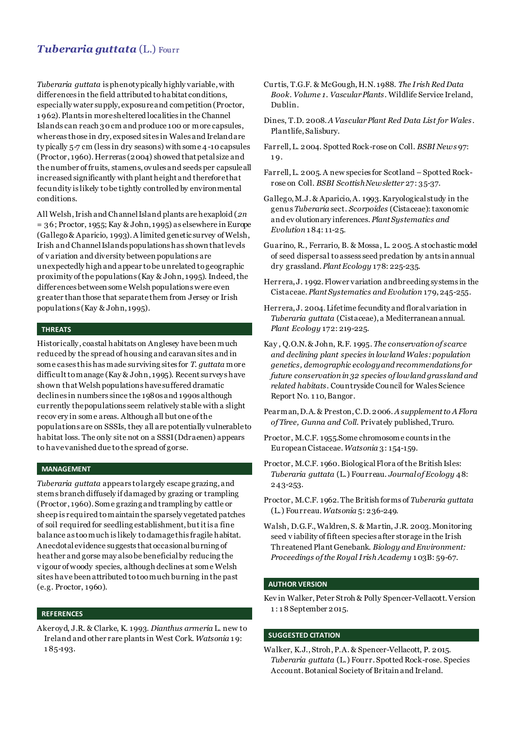## *Tuberaria guttata* (L.) Fourr

*Tuberaria guttata* is phenotypically highly variable, with differences in the field attributed to habitat conditions, especially water supply, exposure and competition (Proctor, 1962). Plants in more sheltered localities in the Channel Islands can reach 30 cm and produce 100 or more capsules, whereas those in dry, exposed sites in Wales and Ireland are typically 5-7 cm (less in dry seasons) with some 4-10 capsules (Proctor, 1960). Herreras (2004) showed that petal size and the number of fruits, stamens, ovules and seeds per capsule all increased significantly with plant height and therefore that fecundity is likely to be tightly controlled by environmental conditions.

All Welsh, Irish and Channel Island plants are hexaploid ($2n = 36$; Proctor, 1955; Kay & John, 1995) as elsewhere in Europe (Gallego & Aparicio, 1993). A limited genetic survey of Welsh, Irish and Channel Islands populations has shown that levels of variation and diversity between populations are unexpectedly high and appear to be unrelated to geographic proximity of the populations (Kay & John, 1995). Indeed, the differences between some Welsh populations were even greater than those that separate them from Jersey or Irish populations (Kay & John, 1995).

### THREATS

Historically, coastal habitats on Anglesey have been much reduced by the spread of housing and caravan sites and in some cases this has made surviving sites for *T. guttata* more difficult to manage (Kay & John, 1995). Recent surveys have shown that Welsh populations have suffered dramatic declines in numbers since the 1980s and 1990s although currently the populations seem relatively stable with a slight recovery in some areas. Although all but one of the populations are on SSSIs, they all are potentially vulnerable to habitat loss. The only site not on a SSSI (Ddraenen) appears to have vanished due to the spread of gorse.

### MANAGEMENT

*Tuberaria guttata* appears to largely escape grazing, and stems branch diffusely if damaged by grazing or trampling (Proctor, 1960). Some grazing and trampling by cattle or sheep is required to maintain the sparsely vegetated patches of soil required for seedling establishment, but it is a fine balance as too much is likely to damage this fragile habitat. Anecdotal evidence suggests that occasional burning of heather and gorse may also be beneficial by reducing the vigour of woody species, although declines at some Welsh sites have been attributed to too much burning in the past (e.g. Proctor, 1960).

### REFERENCES

Akeroyd, J.R. & Clarke, K. 1993. *Dianthus armeria* L. new to Ireland and other rare plants in West Cork. *Watsonia* 19: 185-193.

Curtis, T.G.F. & McGough, H.N. 1988. *The Irish Red Data Book. Volume 1. Vascular Plants*. Wildlife Service Ireland, Dublin.

Dines, T.D. 2008. *A Vascular Plant Red Data List for Wales*. Plantlife, Salisbury.

Farrell, L. 2004. Spotted Rock-rose on Coll. *BSBI News* 97: 19.

Farrell, L. 2005. A new species for Scotland – Spotted Rock-rose on Coll. *BSBI Scottish Newsletter* 27: 35-37.

Gallego, M.J. & Aparicio, A. 1993. Karyological study in the genus *Tuberaria* sect. *Scorpoides* (Cistaceae): taxonomic and evolutionary inferences. *Plant Systematics and Evolution* 184: 11-25.

Guarino, R., Ferrario, B. & Mossa, L. 2005. A stochastic model of seed dispersal to assess seed predation by ants in annual dry grassland. *Plant Ecology* 178: 225-235.

Herrera, J. 1992. Flower variation and breeding systems in the Cistaceae. *Plant Systematics and Evolution* 179, 245-255.

Herrera, J. 2004. Lifetime fecundity and floral variation in *Tuberaria guttata* (Cistaceae), a Mediterranean annual. *Plant Ecology* 172: 219-225.

Kay, Q.O.N. & John, R.F. 1995. *The conservation of scarce and declining plant species in lowland Wales: population genetics, demographic ecology and recommendations for future conservation in 32 species of lowland grassland and related habitats*. Countryside Council for Wales Science Report No. 110, Bangor.

Pearman, D.A. & Preston, C.D. 2006. *A supplement to A Flora of Tiree, Gunna and Coll*. Privately published, Truro.

Proctor, M.C.F. 1955. Some chromosome counts in the European Cistaceae. *Watsonia* 3: 154-159.

Proctor, M.C.F. 1960. Biological Flora of the British Isles: *Tuberaria guttata* (L.) Fourreau. *Journal of Ecology* 48: 243-253.

Proctor, M.C.F. 1962. The British forms of *Tuberaria guttata* (L.) Fourreau. *Watsonia* 5: 236-249.

Walsh, D.G.F., Waldren, S. & Martin, J.R. 2003. Monitoring seed viability of fifteen species after storage in the Irish Threatened Plant Genebank. *Biology and Environment: Proceedings of the Royal Irish Academy* 103B: 59-67.

### AUTHOR VERSION

Kevin Walker, Peter Stroh & Polly Spencer-Vellacott. Version 1: 18 September 2015.

### SUGGESTED CITATION

Walker, K.J., Stroh, P.A. & Spencer-Vellacott, P. 2015. *Tuberaria guttata* (L.) Fourr. Spotted Rock-rose. Species Account. Botanical Society of Britain and Ireland.